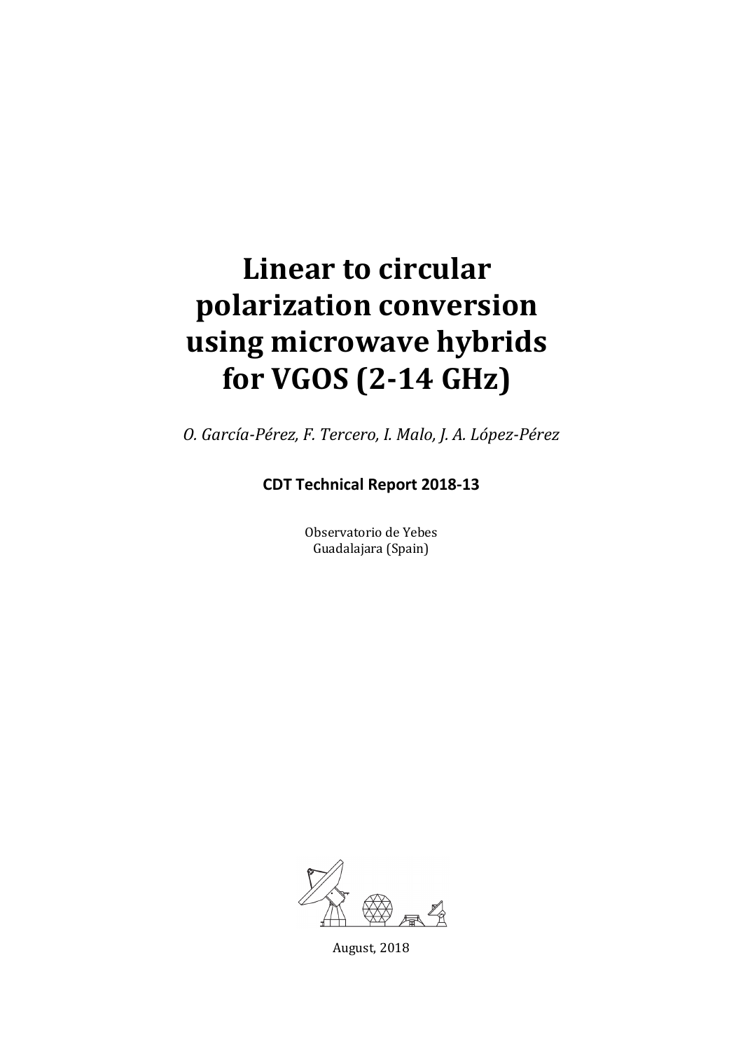# Linear to circular polarization conversion using microwave hybrids for VGOS (2-14 GHz)

*O. García-Pérez, F. Tercero, I. Malo, J. A. López-Pérez*

**CDT Technical Report 2018-13**

Observatorio de Yebes  
Guadalajara (Spain)

August, 2018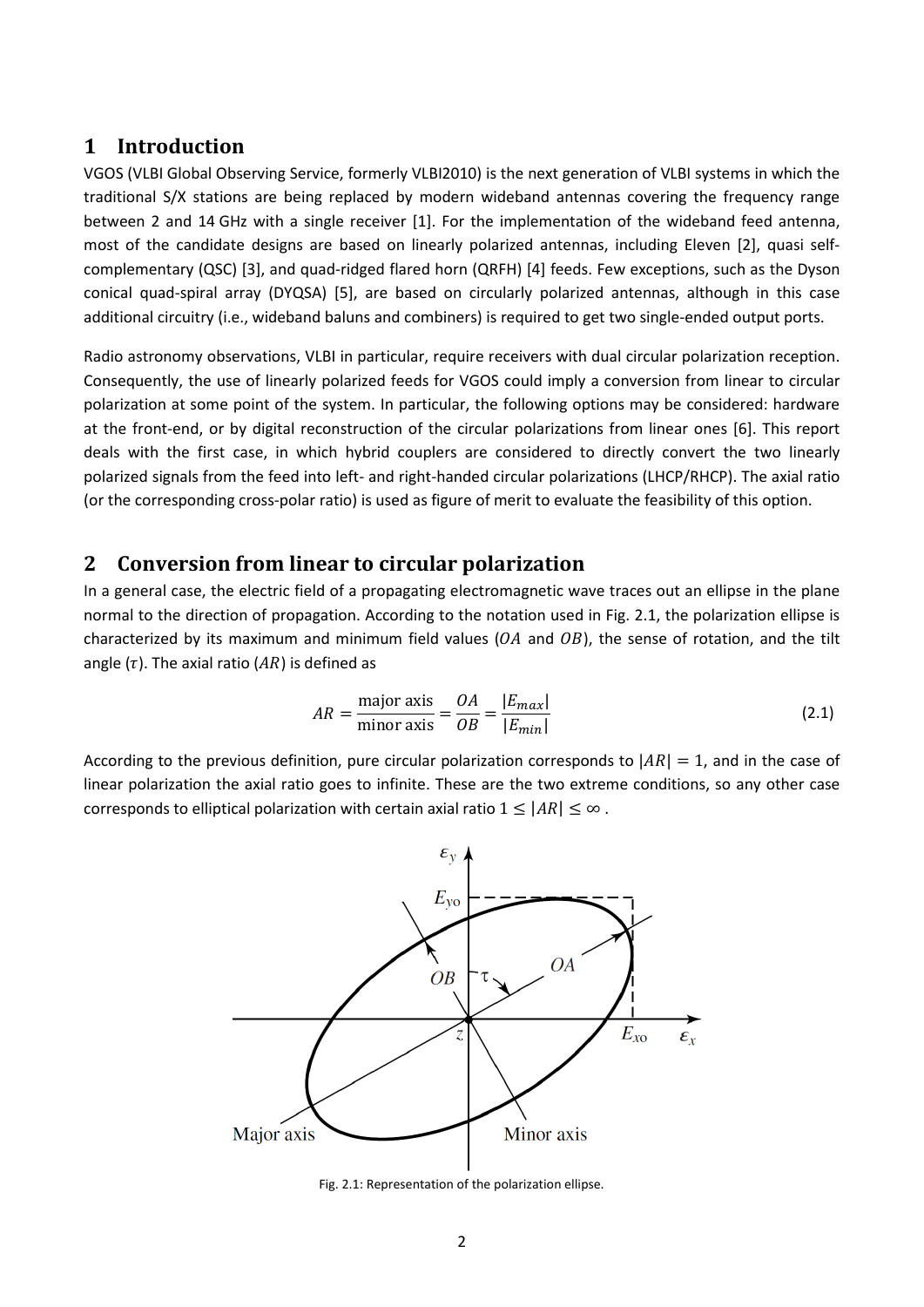# 1 Introduction

VGOS (VLBI Global Observing Service, formerly VLBI2010) is the next generation of VLBI systems in which the traditional S/X stations are being replaced by modern wideband antennas covering the frequency range between 2 and 14 GHz with a single receiver [1]. For the implementation of the wideband feed antenna, most of the candidate designs are based on linearly polarized antennas, including Eleven [2], quasi self-complementary (QSC) [3], and quad-ridged flared horn (QRFH) [4] feeds. Few exceptions, such as the Dyson conical quad-spiral array (DYQSA) [5], are based on circularly polarized antennas, although in this case additional circuitry (i.e., wideband baluns and combiners) is required to get two single-ended output ports.

Radio astronomy observations, VLBI in particular, require receivers with dual circular polarization reception. Consequently, the use of linearly polarized feeds for VGOS could imply a conversion from linear to circular polarization at some point of the system. In particular, the following options may be considered: hardware at the front-end, or by digital reconstruction of the circular polarizations from linear ones [6]. This report deals with the first case, in which hybrid couplers are considered to directly convert the two linearly polarized signals from the feed into left- and right-handed circular polarizations (LHCP/RHCP). The axial ratio (or the corresponding cross-polar ratio) is used as figure of merit to evaluate the feasibility of this option.

# 2 Conversion from linear to circular polarization

In a general case, the electric field of a propagating electromagnetic wave traces out an ellipse in the plane normal to the direction of propagation. According to the notation used in Fig. 2.1, the polarization ellipse is characterized by its maximum and minimum field values ($OA$ and $OB$), the sense of rotation, and the tilt angle ($\tau$). The axial ratio ($AR$) is defined as

$$AR = \frac{\text{major axis}}{\text{minor axis}} = \frac{OA}{OB} = \frac{|E_{max}|}{|E_{min}|} \tag{2.1}$$

According to the previous definition, pure circular polarization corresponds to $|AR| = 1$, and in the case of linear polarization the axial ratio goes to infinite. These are the two extreme conditions, so any other case corresponds to elliptical polarization with certain axial ratio $1 \leq |AR| \leq \infty$.

Fig. 2.1: Representation of the polarization ellipse.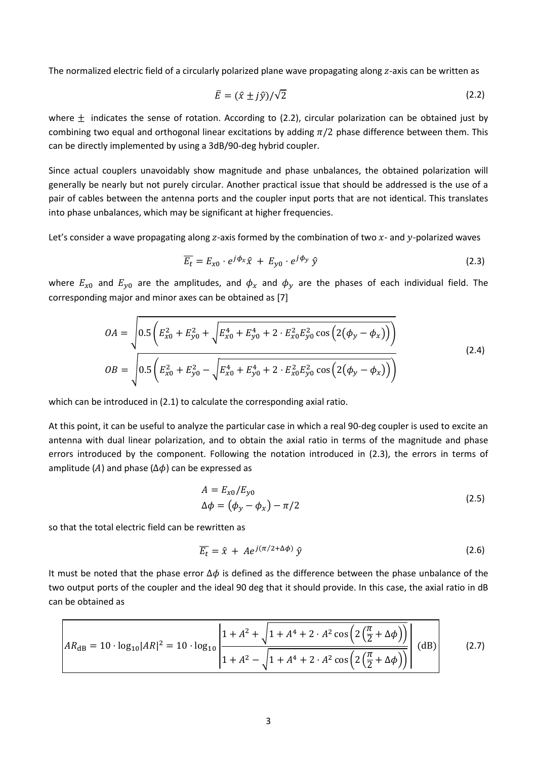The normalized electric field of a circularly polarized plane wave propagating along $z$-axis can be written as

$$\bar{E} = (\hat{x} \pm j\hat{y})/\sqrt{2} \tag{2.2}$$

where $\pm$ indicates the sense of rotation. According to (2.2), circular polarization can be obtained just by combining two equal and orthogonal linear excitations by adding $\pi/2$ phase difference between them. This can be directly implemented by using a 3dB/90-deg hybrid coupler.

Since actual couplers unavoidably show magnitude and phase unbalances, the obtained polarization will generally be nearly but not purely circular. Another practical issue that should be addressed is the use of a pair of cables between the antenna ports and the coupler input ports that are not identical. This translates into phase unbalances, which may be significant at higher frequencies.

Let's consider a wave propagating along $z$-axis formed by the combination of two $x$- and $y$-polarized waves

$$\overline{E_t} = E_{x0} \cdot e^{j\phi_x} \hat{x} \,+\, E_{y0} \cdot e^{j\phi_y}\, \hat{y} \tag{2.3}$$

where $E_{x0}$ and $E_{y0}$ are the amplitudes, and $\phi_x$ and $\phi_y$ are the phases of each individual field. The corresponding major and minor axes can be obtained as [7]

$$\begin{aligned} OA &= \sqrt{0.5\left(E_{x0}^2 + E_{y0}^2 + \sqrt{E_{x0}^4 + E_{y0}^4 + 2 \cdot E_{x0}^2 E_{y0}^2 \cos\left(2\left(\phi_y - \phi_x\right)\right)}\right)} \\ OB &= \sqrt{0.5\left(E_{x0}^2 + E_{y0}^2 - \sqrt{E_{x0}^4 + E_{y0}^4 + 2 \cdot E_{x0}^2 E_{y0}^2 \cos\left(2\left(\phi_y - \phi_x\right)\right)}\right)} \end{aligned} \tag{2.4}$$

which can be introduced in (2.1) to calculate the corresponding axial ratio.

At this point, it can be useful to analyze the particular case in which a real 90-deg coupler is used to excite an antenna with dual linear polarization, and to obtain the axial ratio in terms of the magnitude and phase errors introduced by the component. Following the notation introduced in (2.3), the errors in terms of amplitude ($A$) and phase ($\Delta\phi$) can be expressed as

$$\begin{aligned} A &= E_{x0}/E_{y0} \\ \Delta\phi &= \left(\phi_y - \phi_x\right) - \pi/2 \end{aligned} \tag{2.5}$$

so that the total electric field can be rewritten as

$$\overline{E_t} = \hat{x} \,+\, Ae^{j(\pi/2 + \Delta\phi)}\, \hat{y} \tag{2.6}$$

It must be noted that the phase error $\Delta\phi$ is defined as the difference between the phase unbalance of the two output ports of the coupler and the ideal 90 deg that it should provide. In this case, the axial ratio in dB can be obtained as

$$AR_{\mathrm{dB}} = 10 \cdot \log_{10}|AR|^2 = 10 \cdot \log_{10}\left|\frac{1 + A^2 + \sqrt{1 + A^4 + 2 \cdot A^2 \cos\left(2\left(\frac{\pi}{2} + \Delta\phi\right)\right)}}{1 + A^2 - \sqrt{1 + A^4 + 2 \cdot A^2 \cos\left(2\left(\frac{\pi}{2} + \Delta\phi\right)\right)}}\right| \ (\mathrm{dB}) \tag{2.7}$$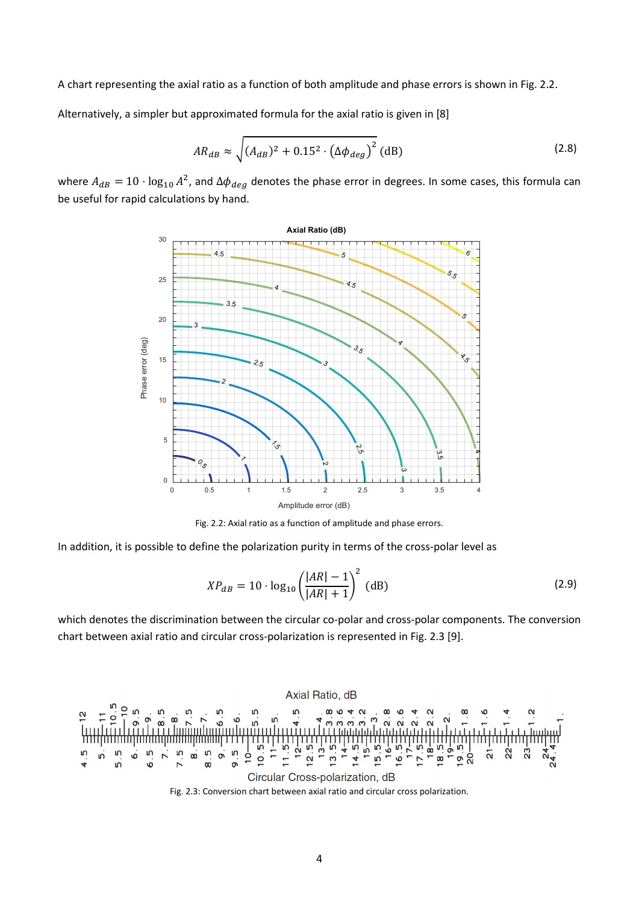A chart representing the axial ratio as a function of both amplitude and phase errors is shown in Fig. 2.2.

Alternatively, a simpler but approximated formula for the axial ratio is given in [8]

$$AR_{dB} \approx \sqrt{(A_{dB})^2 + 0.15^2 \cdot \left(\Delta\phi_{deg}\right)^2} \text{ (dB)} \tag{2.8}$$

where $A_{dB} = 10 \cdot \log_{10} A^2$, and $\Delta\phi_{deg}$ denotes the phase error in degrees. In some cases, this formula can be useful for rapid calculations by hand.

Fig. 2.2: Axial ratio as a function of amplitude and phase errors.

In addition, it is possible to define the polarization purity in terms of the cross-polar level as

$$XP_{dB} = 10 \cdot \log_{10}\left(\frac{|AR| - 1}{|AR| + 1}\right)^2 \text{ (dB)} \tag{2.9}$$

which denotes the discrimination between the circular co-polar and cross-polar components. The conversion chart between axial ratio and circular cross-polarization is represented in Fig. 2.3 [9].

Fig. 2.3: Conversion chart between axial ratio and circular cross polarization.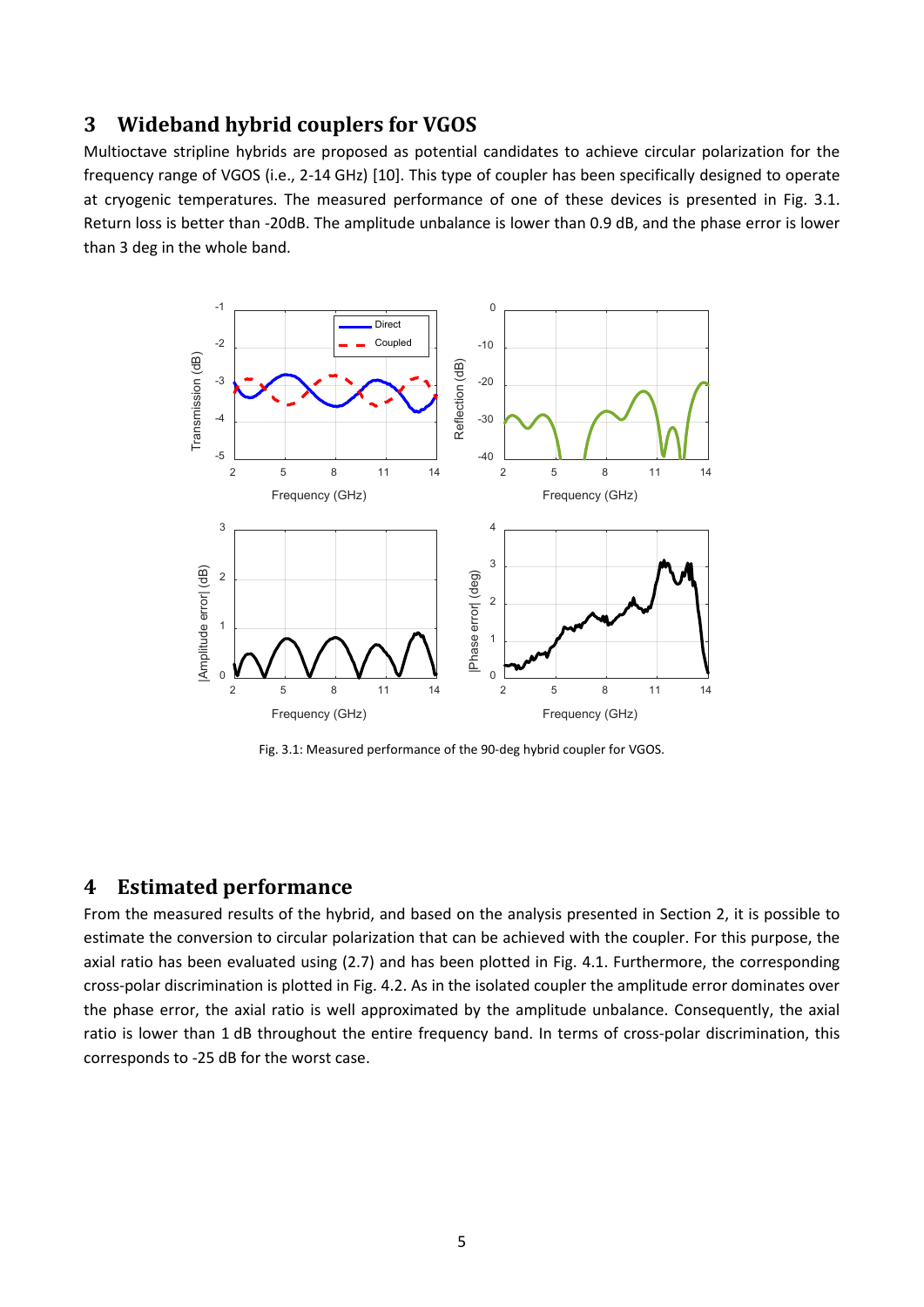## 3 Wideband hybrid couplers for VGOS

Multioctave stripline hybrids are proposed as potential candidates to achieve circular polarization for the frequency range of VGOS (i.e., 2-14 GHz) [10]. This type of coupler has been specifically designed to operate at cryogenic temperatures. The measured performance of one of these devices is presented in Fig. 3.1. Return loss is better than -20dB. The amplitude unbalance is lower than 0.9 dB, and the phase error is lower than 3 deg in the whole band.

Fig. 3.1: Measured performance of the 90-deg hybrid coupler for VGOS.

## 4 Estimated performance

From the measured results of the hybrid, and based on the analysis presented in Section 2, it is possible to estimate the conversion to circular polarization that can be achieved with the coupler. For this purpose, the axial ratio has been evaluated using (2.7) and has been plotted in Fig. 4.1. Furthermore, the corresponding cross-polar discrimination is plotted in Fig. 4.2. As in the isolated coupler the amplitude error dominates over the phase error, the axial ratio is well approximated by the amplitude unbalance. Consequently, the axial ratio is lower than 1 dB throughout the entire frequency band. In terms of cross-polar discrimination, this corresponds to -25 dB for the worst case.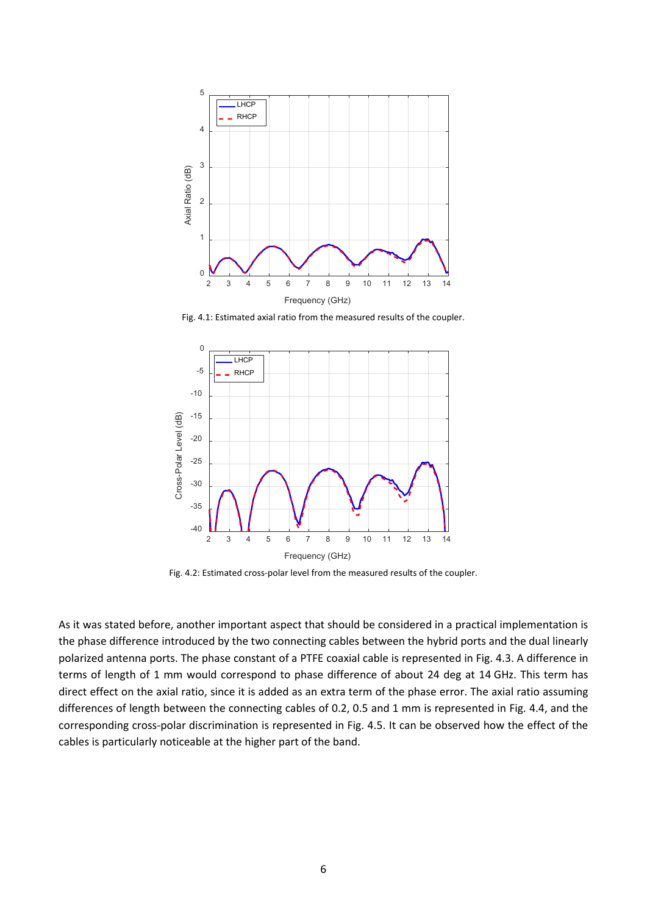Fig. 4.1: Estimated axial ratio from the measured results of the coupler.

Fig. 4.2: Estimated cross-polar level from the measured results of the coupler.

As it was stated before, another important aspect that should be considered in a practical implementation is the phase difference introduced by the two connecting cables between the hybrid ports and the dual linearly polarized antenna ports. The phase constant of a PTFE coaxial cable is represented in Fig. 4.3. A difference in terms of length of 1 mm would correspond to phase difference of about 24 deg at 14 GHz. This term has direct effect on the axial ratio, since it is added as an extra term of the phase error. The axial ratio assuming differences of length between the connecting cables of 0.2, 0.5 and 1 mm is represented in Fig. 4.4, and the corresponding cross-polar discrimination is represented in Fig. 4.5. It can be observed how the effect of the cables is particularly noticeable at the higher part of the band.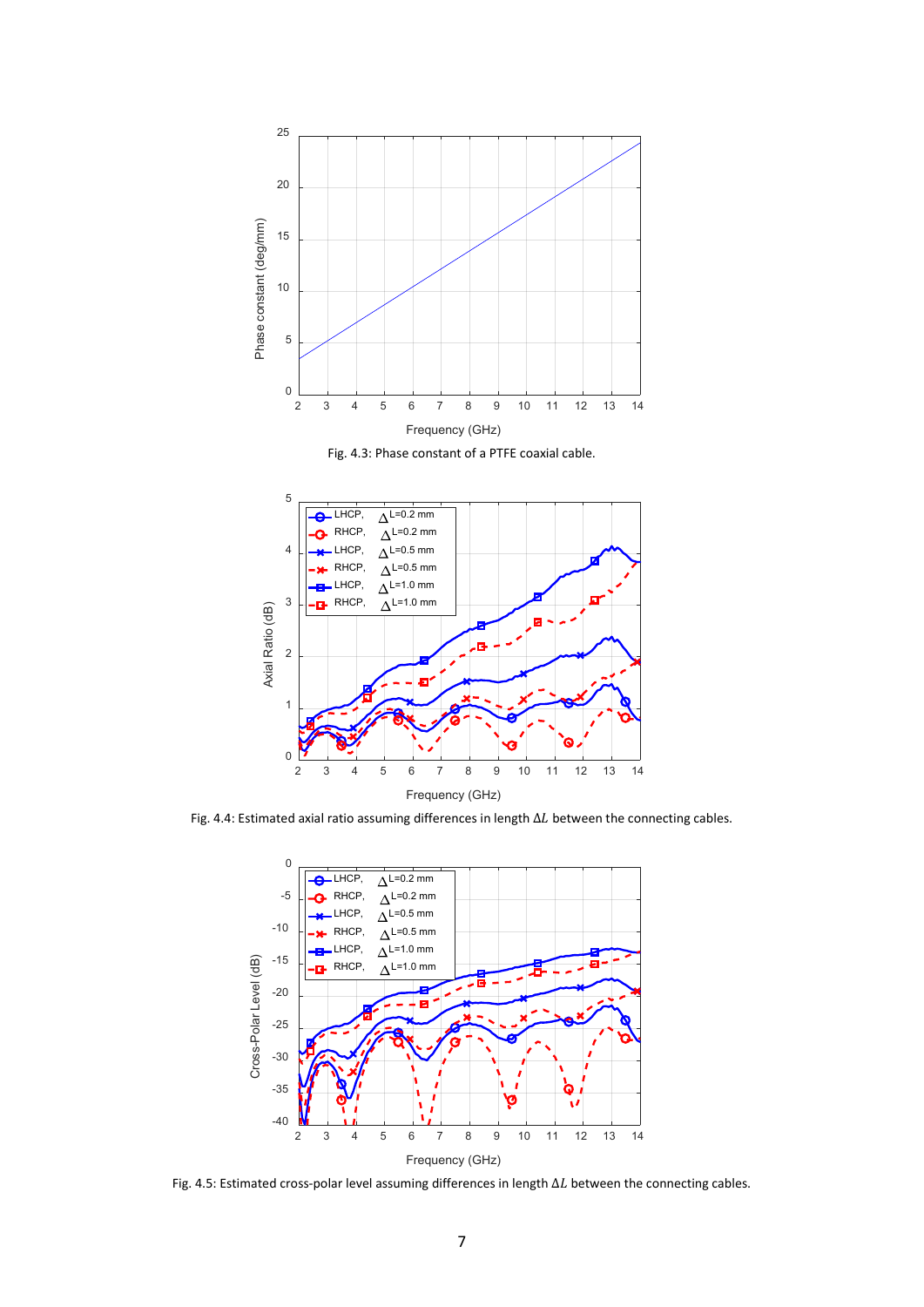Fig. 4.3: Phase constant of a PTFE coaxial cable.

Fig. 4.4: Estimated axial ratio assuming differences in length $\Delta L$ between the connecting cables.

Fig. 4.5: Estimated cross-polar level assuming differences in length $\Delta L$ between the connecting cables.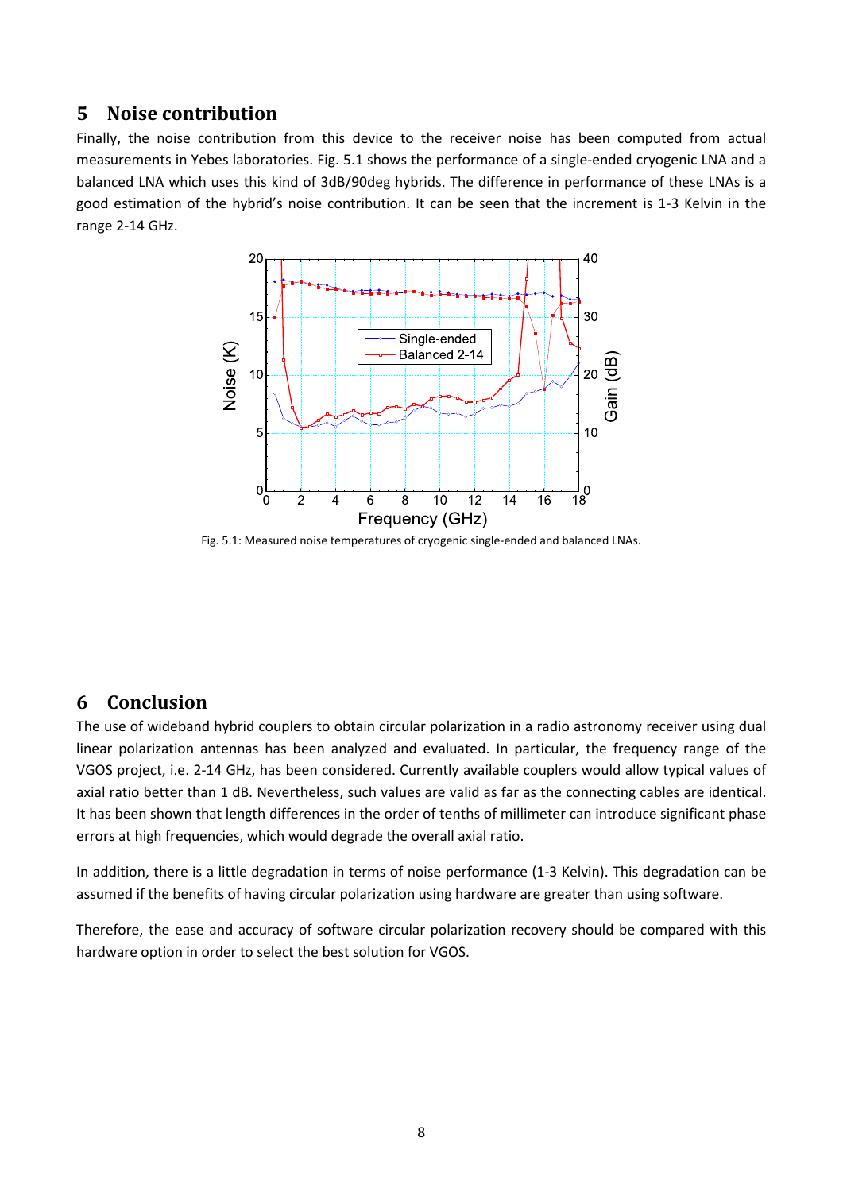## 5 Noise contribution

Finally, the noise contribution from this device to the receiver noise has been computed from actual measurements in Yebes laboratories. Fig. 5.1 shows the performance of a single-ended cryogenic LNA and a balanced LNA which uses this kind of 3dB/90deg hybrids. The difference in performance of these LNAs is a good estimation of the hybrid's noise contribution. It can be seen that the increment is 1-3 Kelvin in the range 2-14 GHz.

Fig. 5.1: Measured noise temperatures of cryogenic single-ended and balanced LNAs.

## 6 Conclusion

The use of wideband hybrid couplers to obtain circular polarization in a radio astronomy receiver using dual linear polarization antennas has been analyzed and evaluated. In particular, the frequency range of the VGOS project, i.e. 2-14 GHz, has been considered. Currently available couplers would allow typical values of axial ratio better than 1 dB. Nevertheless, such values are valid as far as the connecting cables are identical. It has been shown that length differences in the order of tenths of millimeter can introduce significant phase errors at high frequencies, which would degrade the overall axial ratio.

In addition, there is a little degradation in terms of noise performance (1-3 Kelvin). This degradation can be assumed if the benefits of having circular polarization using hardware are greater than using software.

Therefore, the ease and accuracy of software circular polarization recovery should be compared with this hardware option in order to select the best solution for VGOS.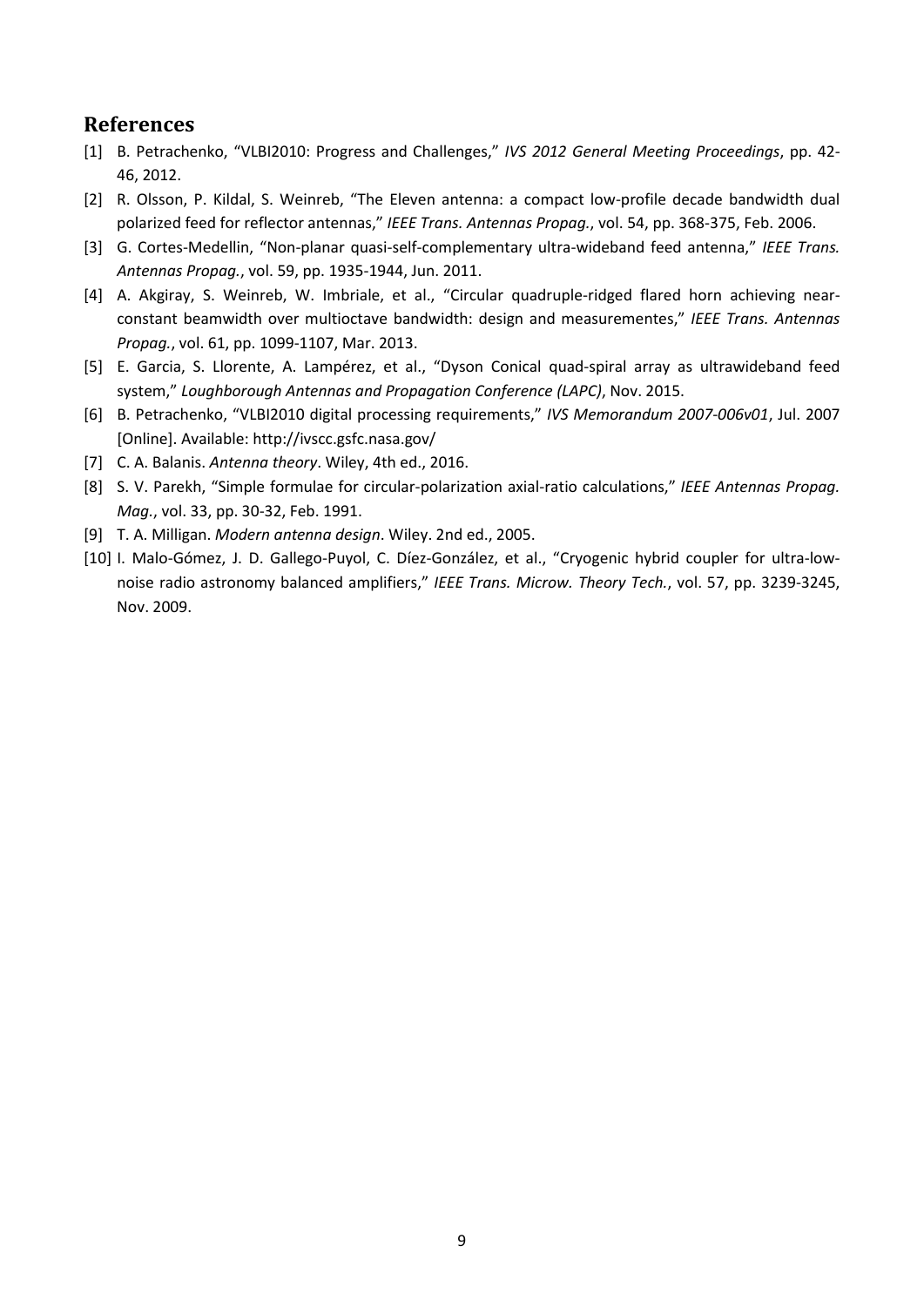## References

[1] B. Petrachenko, “VLBI2010: Progress and Challenges,” *IVS 2012 General Meeting Proceedings*, pp. 42-46, 2012.

[2] R. Olsson, P. Kildal, S. Weinreb, “The Eleven antenna: a compact low-profile decade bandwidth dual polarized feed for reflector antennas,” *IEEE Trans. Antennas Propag.*, vol. 54, pp. 368-375, Feb. 2006.

[3] G. Cortes-Medellin, “Non-planar quasi-self-complementary ultra-wideband feed antenna,” *IEEE Trans. Antennas Propag.*, vol. 59, pp. 1935-1944, Jun. 2011.

[4] A. Akgiray, S. Weinreb, W. Imbriale, et al., “Circular quadruple-ridged flared horn achieving near-constant beamwidth over multioctave bandwidth: design and measurementes,” *IEEE Trans. Antennas Propag.*, vol. 61, pp. 1099-1107, Mar. 2013.

[5] E. Garcia, S. Llorente, A. Lampérez, et al., “Dyson Conical quad-spiral array as ultrawideband feed system,” *Loughborough Antennas and Propagation Conference (LAPC)*, Nov. 2015.

[6] B. Petrachenko, “VLBI2010 digital processing requirements,” *IVS Memorandum 2007-006v01*, Jul. 2007 [Online]. Available: http://ivscc.gsfc.nasa.gov/

[7] C. A. Balanis. *Antenna theory*. Wiley, 4th ed., 2016.

[8] S. V. Parekh, “Simple formulae for circular-polarization axial-ratio calculations,” *IEEE Antennas Propag. Mag.*, vol. 33, pp. 30-32, Feb. 1991.

[9] T. A. Milligan. *Modern antenna design*. Wiley. 2nd ed., 2005.

[10] I. Malo-Gómez, J. D. Gallego-Puyol, C. Díez-González, et al., “Cryogenic hybrid coupler for ultra-low-noise radio astronomy balanced amplifiers,” *IEEE Trans. Microw. Theory Tech.*, vol. 57, pp. 3239-3245, Nov. 2009.